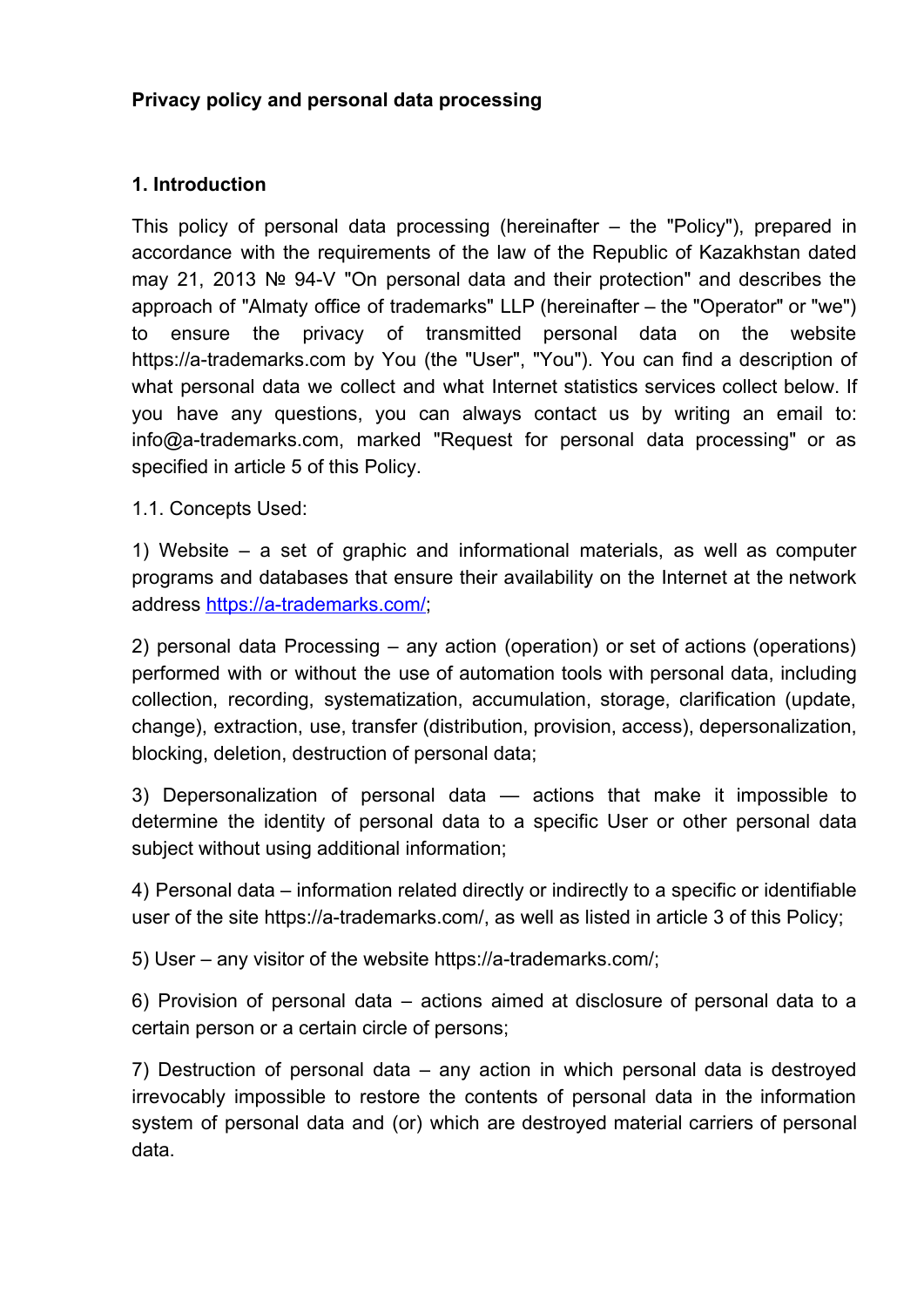**Privacy policy and personal data processing**

**1. Introduction**

This policy of personal data processing (hereinafter – the "Policy"), prepared in accordance with the requirements of the law of the Republic of Kazakhstan dated may 21, 2013 № 94-V "On personal data and their protection" and describes the approach of "Almaty office of trademarks" LLP (hereinafter – the "Operator" or "we") to ensure the privacy of transmitted personal data on the website https://a-trademarks.com by You (the "User", "You"). You can find a description of what personal data we collect and what Internet statistics services collect below. If you have any questions, you can always contact us by writing an email to: info@a-trademarks.com, marked "Request for personal data processing" or as specified in article 5 of this Policy.

1.1. Concepts Used:

1) Website – a set of graphic and informational materials, as well as computer programs and databases that ensure their availability on the Internet at the network address [https://a-trademarks.com/](https://a-trademarks.com/);

2) personal data Processing – any action (operation) or set of actions (operations) performed with or without the use of automation tools with personal data, including collection, recording, systematization, accumulation, storage, clarification (update, change), extraction, use, transfer (distribution, provision, access), depersonalization, blocking, deletion, destruction of personal data;

3) Depersonalization of personal data — actions that make it impossible to determine the identity of personal data to a specific User or other personal data subject without using additional information;

4) Personal data – information related directly or indirectly to a specific or identifiable user of the site https://a-trademarks.com/, as well as listed in article 3 of this Policy;

5) User – any visitor of the website https://a-trademarks.com/;

6) Provision of personal data – actions aimed at disclosure of personal data to a certain person or a certain circle of persons;

7) Destruction of personal data – any action in which personal data is destroyed irrevocably impossible to restore the contents of personal data in the information system of personal data and (or) which are destroyed material carriers of personal data.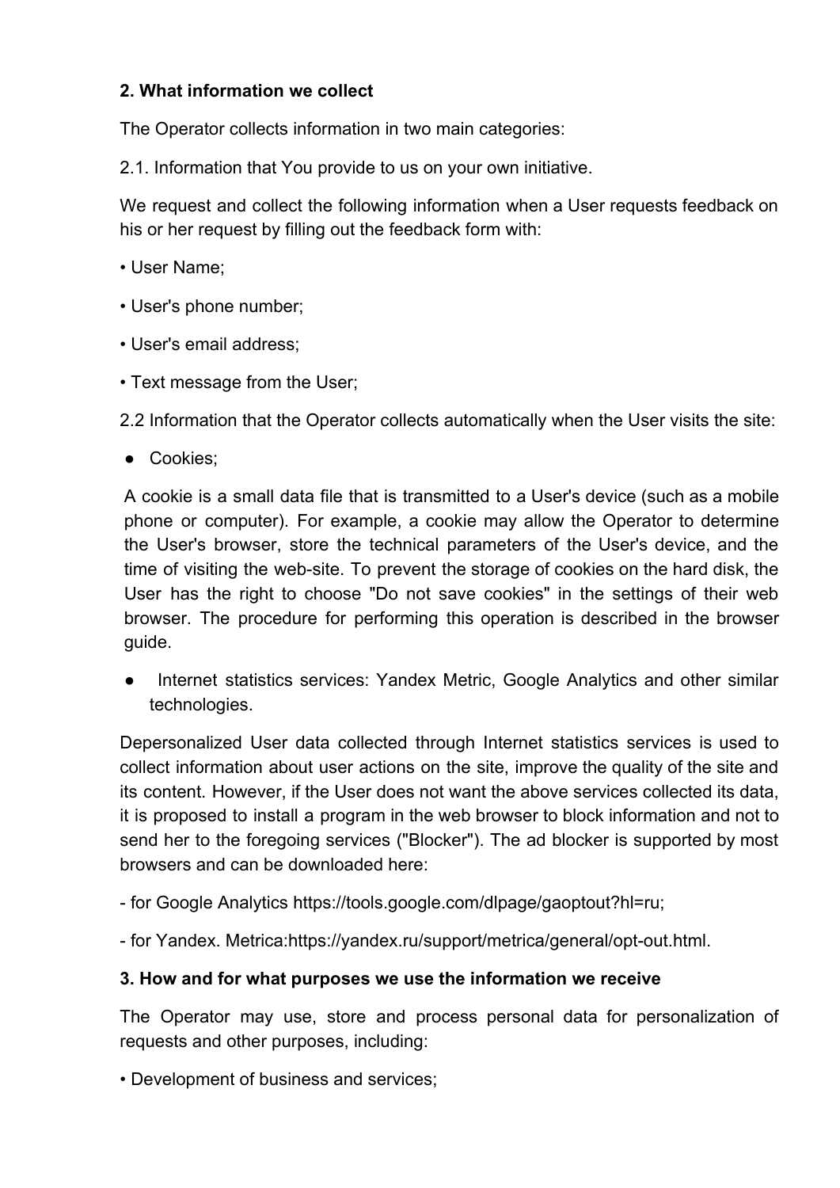## 2. What information we collect

The Operator collects information in two main categories:

2.1. Information that You provide to us on your own initiative.

We request and collect the following information when a User requests feedback on his or her request by filling out the feedback form with:

• User Name;

• User's phone number;

• User's email address;

• Text message from the User;

2.2 Information that the Operator collects automatically when the User visits the site:

- Cookies;

  A cookie is a small data file that is transmitted to a User's device (such as a mobile phone or computer). For example, a cookie may allow the Operator to determine the User's browser, store the technical parameters of the User's device, and the time of visiting the web-site. To prevent the storage of cookies on the hard disk, the User has the right to choose "Do not save cookies" in the settings of their web browser. The procedure for performing this operation is described in the browser guide.

- Internet statistics services: Yandex Metric, Google Analytics and other similar technologies.

Depersonalized User data collected through Internet statistics services is used to collect information about user actions on the site, improve the quality of the site and its content. However, if the User does not want the above services collected its data, it is proposed to install a program in the web browser to block information and not to send her to the foregoing services ("Blocker"). The ad blocker is supported by most browsers and can be downloaded here:

- for Google Analytics https://tools.google.com/dlpage/gaoptout?hl=ru;

- for Yandex. Metrica:https://yandex.ru/support/metrica/general/opt-out.html.

## 3. How and for what purposes we use the information we receive

The Operator may use, store and process personal data for personalization of requests and other purposes, including:

• Development of business and services;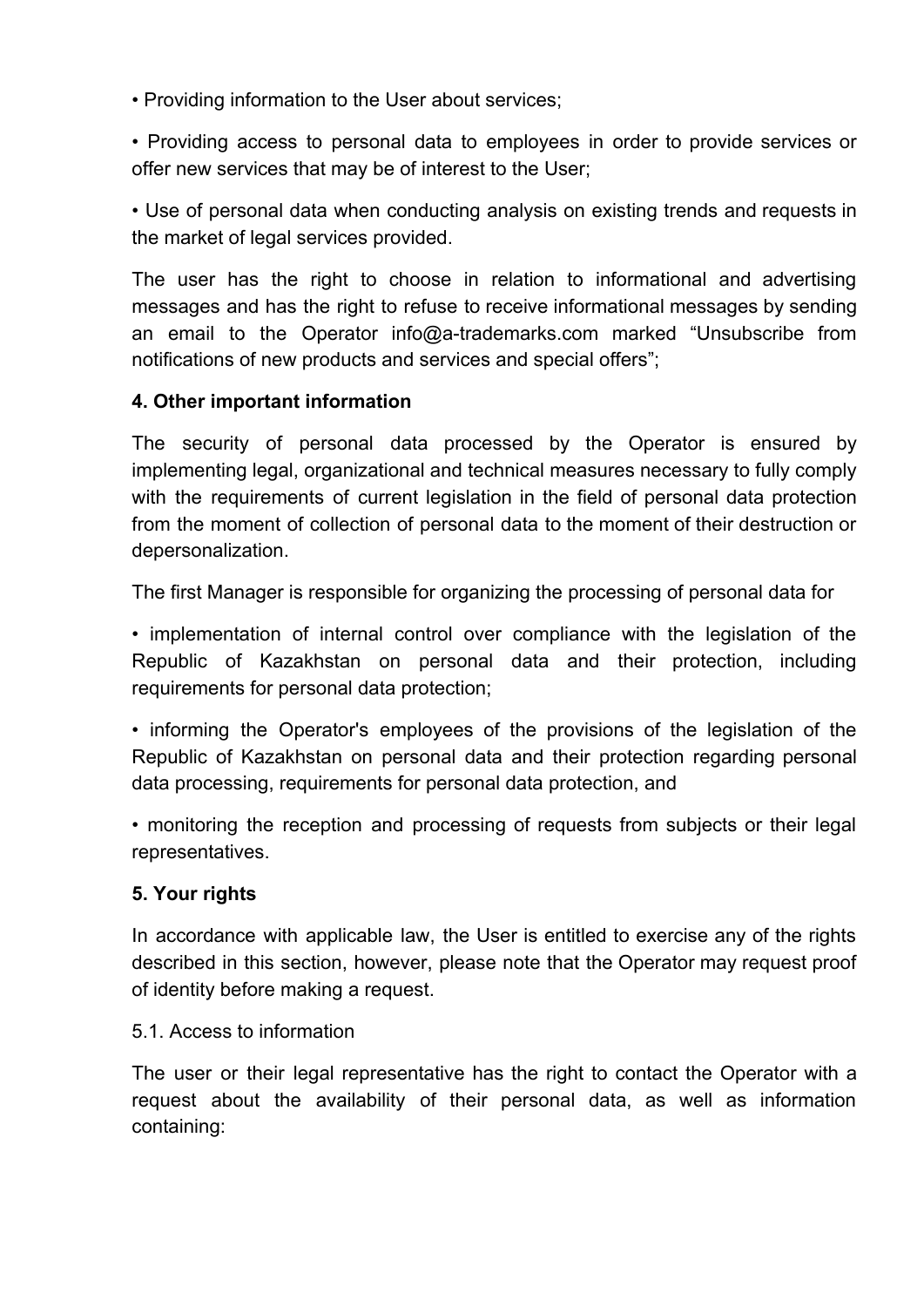• Providing information to the User about services;

• Providing access to personal data to employees in order to provide services or offer new services that may be of interest to the User;

• Use of personal data when conducting analysis on existing trends and requests in the market of legal services provided.

The user has the right to choose in relation to informational and advertising messages and has the right to refuse to receive informational messages by sending an email to the Operator info@a-trademarks.com marked “Unsubscribe from notifications of new products and services and special offers”;

**4. Other important information**

The security of personal data processed by the Operator is ensured by implementing legal, organizational and technical measures necessary to fully comply with the requirements of current legislation in the field of personal data protection from the moment of collection of personal data to the moment of their destruction or depersonalization.

The first Manager is responsible for organizing the processing of personal data for

• implementation of internal control over compliance with the legislation of the Republic of Kazakhstan on personal data and their protection, including requirements for personal data protection;

• informing the Operator's employees of the provisions of the legislation of the Republic of Kazakhstan on personal data and their protection regarding personal data processing, requirements for personal data protection, and

• monitoring the reception and processing of requests from subjects or their legal representatives.

**5. Your rights**

In accordance with applicable law, the User is entitled to exercise any of the rights described in this section, however, please note that the Operator may request proof of identity before making a request.

5.1. Access to information

The user or their legal representative has the right to contact the Operator with a request about the availability of their personal data, as well as information containing: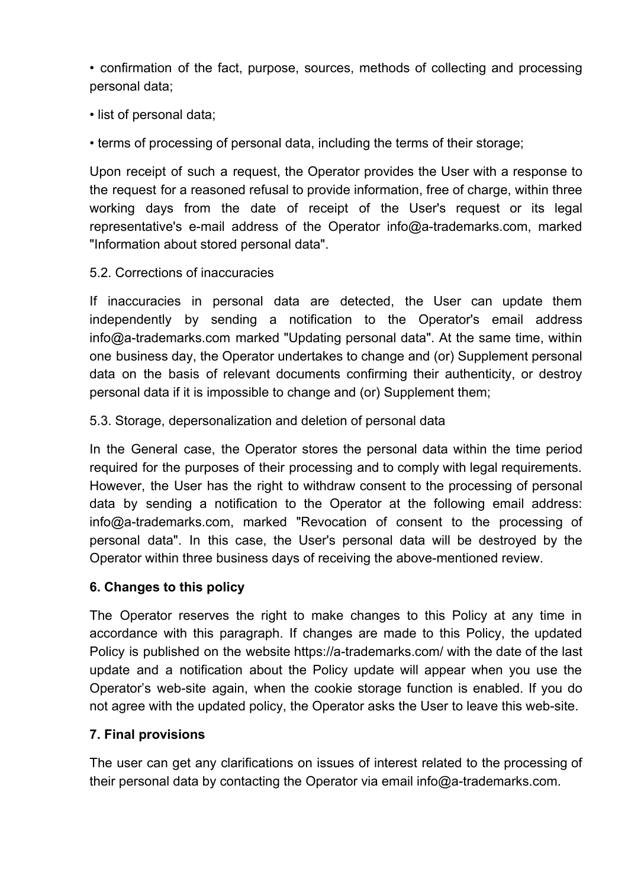- confirmation of the fact, purpose, sources, methods of collecting and processing personal data;
- list of personal data;
- terms of processing of personal data, including the terms of their storage;

Upon receipt of such a request, the Operator provides the User with a response to the request for a reasoned refusal to provide information, free of charge, within three working days from the date of receipt of the User's request or its legal representative's e-mail address of the Operator info@a-trademarks.com, marked "Information about stored personal data".

5.2. Corrections of inaccuracies

If inaccuracies in personal data are detected, the User can update them independently by sending a notification to the Operator's email address info@a-trademarks.com marked "Updating personal data". At the same time, within one business day, the Operator undertakes to change and (or) Supplement personal data on the basis of relevant documents confirming their authenticity, or destroy personal data if it is impossible to change and (or) Supplement them;

5.3. Storage, depersonalization and deletion of personal data

In the General case, the Operator stores the personal data within the time period required for the purposes of their processing and to comply with legal requirements. However, the User has the right to withdraw consent to the processing of personal data by sending a notification to the Operator at the following email address: info@a-trademarks.com, marked "Revocation of consent to the processing of personal data". In this case, the User's personal data will be destroyed by the Operator within three business days of receiving the above-mentioned review.

## 6. Changes to this policy

The Operator reserves the right to make changes to this Policy at any time in accordance with this paragraph. If changes are made to this Policy, the updated Policy is published on the website https://a-trademarks.com/ with the date of the last update and a notification about the Policy update will appear when you use the Operator's web-site again, when the cookie storage function is enabled. If you do not agree with the updated policy, the Operator asks the User to leave this web-site.

## 7. Final provisions

The user can get any clarifications on issues of interest related to the processing of their personal data by contacting the Operator via email info@a-trademarks.com.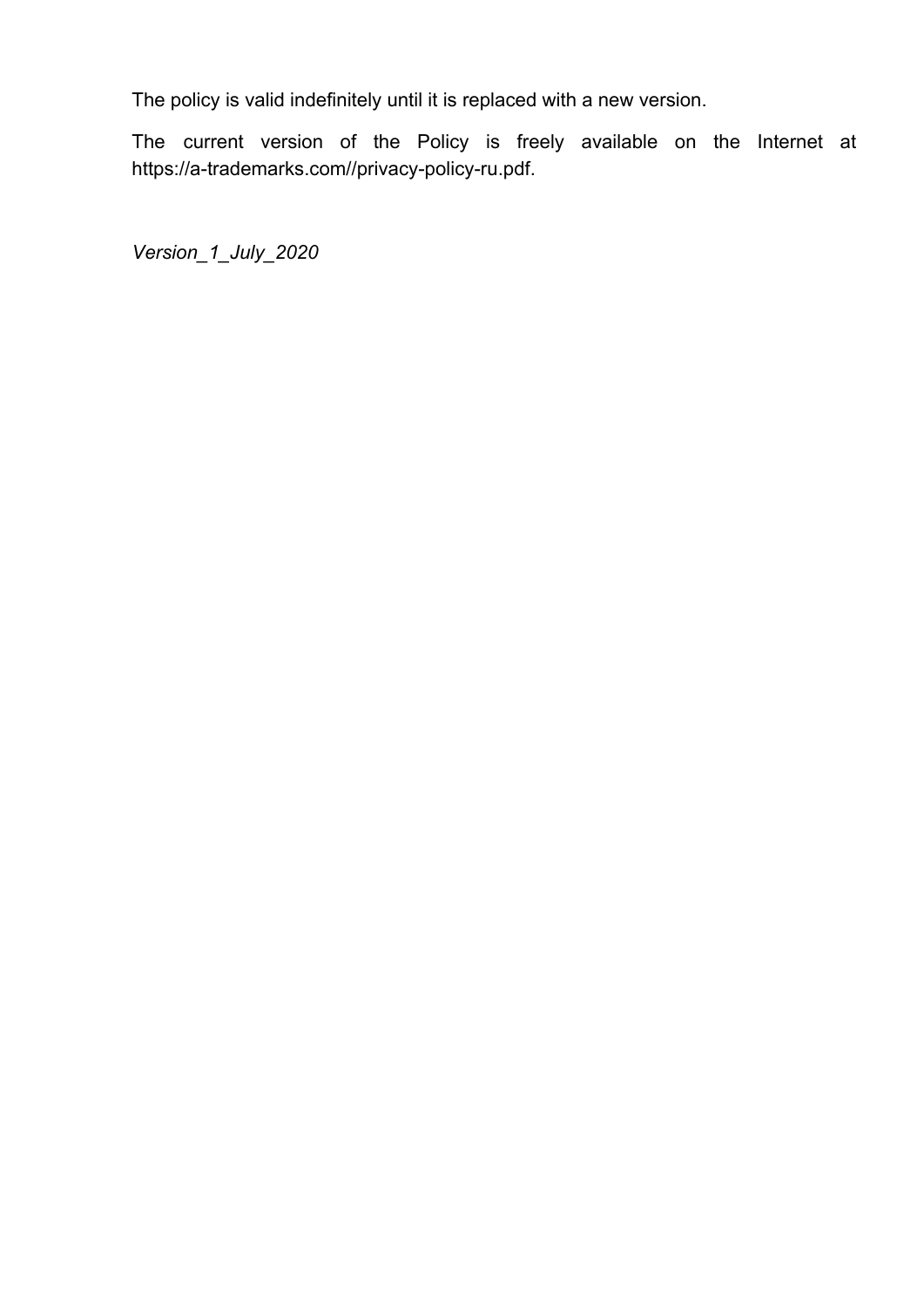The policy is valid indefinitely until it is replaced with a new version.

The current version of the Policy is freely available on the Internet at https://a-trademarks.com//privacy-policy-ru.pdf.

*Version_1_July_2020*